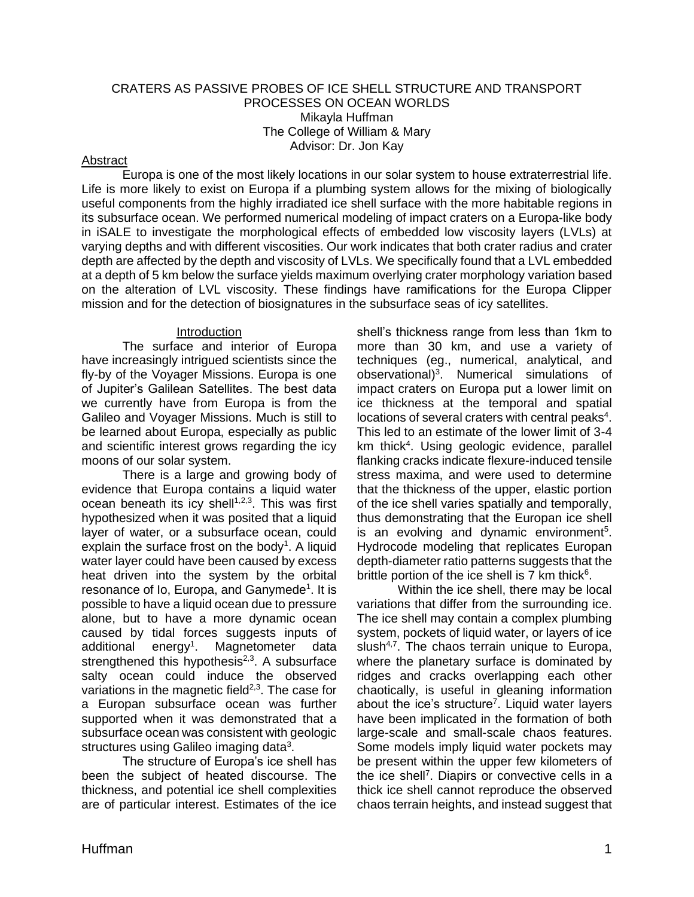# CRATERS AS PASSIVE PROBES OF ICE SHELL STRUCTURE AND TRANSPORT PROCESSES ON OCEAN WORLDS

Mikayla Huffman
The College of William & Mary
Advisor: Dr. Jon Kay

## Abstract

Europa is one of the most likely locations in our solar system to house extraterrestrial life. Life is more likely to exist on Europa if a plumbing system allows for the mixing of biologically useful components from the highly irradiated ice shell surface with the more habitable regions in its subsurface ocean. We performed numerical modeling of impact craters on a Europa-like body in iSALE to investigate the morphological effects of embedded low viscosity layers (LVLs) at varying depths and with different viscosities. Our work indicates that both crater radius and crater depth are affected by the depth and viscosity of LVLs. We specifically found that a LVL embedded at a depth of 5 km below the surface yields maximum overlying crater morphology variation based on the alteration of LVL viscosity. These findings have ramifications for the Europa Clipper mission and for the detection of biosignatures in the subsurface seas of icy satellites.

## Introduction

The surface and interior of Europa have increasingly intrigued scientists since the fly-by of the Voyager Missions. Europa is one of Jupiter's Galilean Satellites. The best data we currently have from Europa is from the Galileo and Voyager Missions. Much is still to be learned about Europa, especially as public and scientific interest grows regarding the icy moons of our solar system.

There is a large and growing body of evidence that Europa contains a liquid water ocean beneath its icy shell[1,2,3]. This was first hypothesized when it was posited that a liquid layer of water, or a subsurface ocean, could explain the surface frost on the body[1]. A liquid water layer could have been caused by excess heat driven into the system by the orbital resonance of Io, Europa, and Ganymede[1]. It is possible to have a liquid ocean due to pressure alone, but to have a more dynamic ocean caused by tidal forces suggests inputs of additional energy[1]. Magnetometer data strengthened this hypothesis[2,3]. A subsurface salty ocean could induce the observed variations in the magnetic field[2,3]. The case for a Europan subsurface ocean was further supported when it was demonstrated that a subsurface ocean was consistent with geologic structures using Galileo imaging data[3].

The structure of Europa's ice shell has been the subject of heated discourse. The thickness, and potential ice shell complexities are of particular interest. Estimates of the ice shell's thickness range from less than 1km to more than 30 km, and use a variety of techniques (eg., numerical, analytical, and observational)[3]. Numerical simulations of impact craters on Europa put a lower limit on ice thickness at the temporal and spatial locations of several craters with central peaks[4]. This led to an estimate of the lower limit of 3-4 km thick[4]. Using geologic evidence, parallel flanking cracks indicate flexure-induced tensile stress maxima, and were used to determine that the thickness of the upper, elastic portion of the ice shell varies spatially and temporally, thus demonstrating that the Europan ice shell is an evolving and dynamic environment[5]. Hydrocode modeling that replicates Europan depth-diameter ratio patterns suggests that the brittle portion of the ice shell is 7 km thick[6].

Within the ice shell, there may be local variations that differ from the surrounding ice. The ice shell may contain a complex plumbing system, pockets of liquid water, or layers of ice slush[4,7]. The chaos terrain unique to Europa, where the planetary surface is dominated by ridges and cracks overlapping each other chaotically, is useful in gleaning information about the ice's structure[7]. Liquid water layers have been implicated in the formation of both large-scale and small-scale chaos features. Some models imply liquid water pockets may be present within the upper few kilometers of the ice shell[7]. Diapirs or convective cells in a thick ice shell cannot reproduce the observed chaos terrain heights, and instead suggest that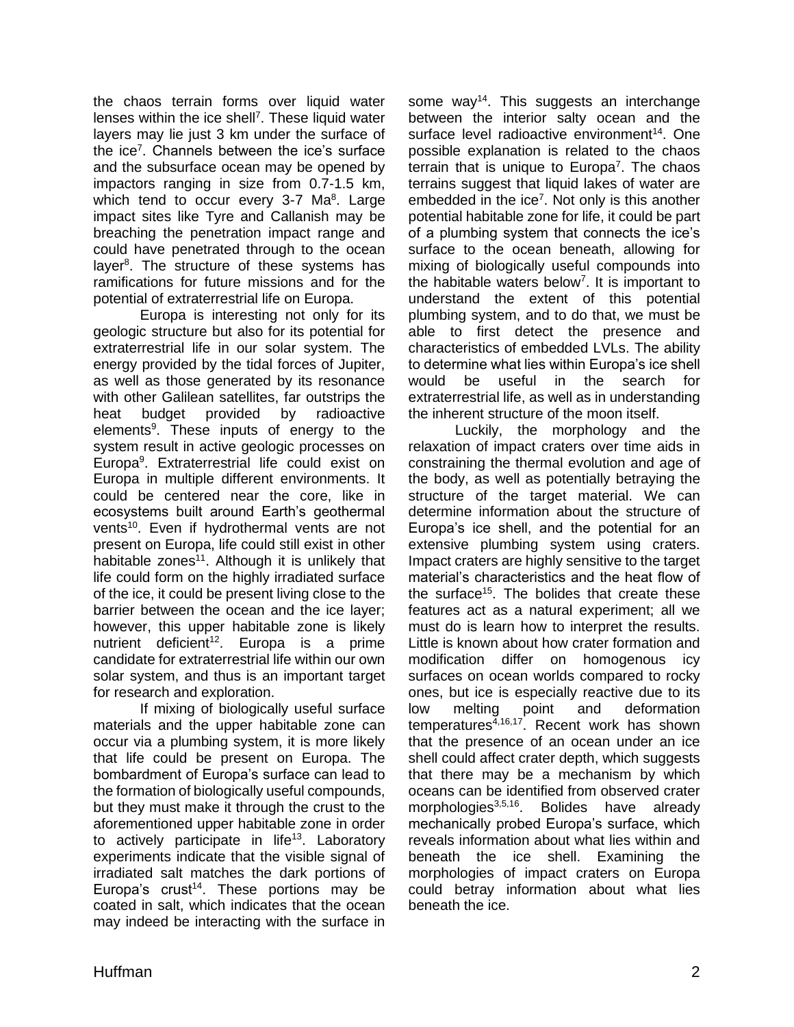the chaos terrain forms over liquid water lenses within the ice shell[7]. These liquid water layers may lie just 3 km under the surface of the ice[7]. Channels between the ice's surface and the subsurface ocean may be opened by impactors ranging in size from 0.7-1.5 km, which tend to occur every 3-7 Ma[8]. Large impact sites like Tyre and Callanish may be breaching the penetration impact range and could have penetrated through to the ocean layer[8]. The structure of these systems has ramifications for future missions and for the potential of extraterrestrial life on Europa.

Europa is interesting not only for its geologic structure but also for its potential for extraterrestrial life in our solar system. The energy provided by the tidal forces of Jupiter, as well as those generated by its resonance with other Galilean satellites, far outstrips the heat budget provided by radioactive elements[9]. These inputs of energy to the system result in active geologic processes on Europa[9]. Extraterrestrial life could exist on Europa in multiple different environments. It could be centered near the core, like in ecosystems built around Earth's geothermal vents[10]. Even if hydrothermal vents are not present on Europa, life could still exist in other habitable zones[11]. Although it is unlikely that life could form on the highly irradiated surface of the ice, it could be present living close to the barrier between the ocean and the ice layer; however, this upper habitable zone is likely nutrient deficient[12]. Europa is a prime candidate for extraterrestrial life within our own solar system, and thus is an important target for research and exploration.

If mixing of biologically useful surface materials and the upper habitable zone can occur via a plumbing system, it is more likely that life could be present on Europa. The bombardment of Europa's surface can lead to the formation of biologically useful compounds, but they must make it through the crust to the aforementioned upper habitable zone in order to actively participate in life[13]. Laboratory experiments indicate that the visible signal of irradiated salt matches the dark portions of Europa's crust[14]. These portions may be coated in salt, which indicates that the ocean may indeed be interacting with the surface in some way[14]. This suggests an interchange between the interior salty ocean and the surface level radioactive environment[14]. One possible explanation is related to the chaos terrain that is unique to Europa[7]. The chaos terrains suggest that liquid lakes of water are embedded in the ice[7]. Not only is this another potential habitable zone for life, it could be part of a plumbing system that connects the ice's surface to the ocean beneath, allowing for mixing of biologically useful compounds into the habitable waters below[7]. It is important to understand the extent of this potential plumbing system, and to do that, we must be able to first detect the presence and characteristics of embedded LVLs. The ability to determine what lies within Europa's ice shell would be useful in the search for extraterrestrial life, as well as in understanding the inherent structure of the moon itself.

Luckily, the morphology and the relaxation of impact craters over time aids in constraining the thermal evolution and age of the body, as well as potentially betraying the structure of the target material. We can determine information about the structure of Europa's ice shell, and the potential for an extensive plumbing system using craters. Impact craters are highly sensitive to the target material's characteristics and the heat flow of the surface[15]. The bolides that create these features act as a natural experiment; all we must do is learn how to interpret the results. Little is known about how crater formation and modification differ on homogenous icy surfaces on ocean worlds compared to rocky ones, but ice is especially reactive due to its low melting point and deformation temperatures[4,16,17]. Recent work has shown that the presence of an ocean under an ice shell could affect crater depth, which suggests that there may be a mechanism by which oceans can be identified from observed crater morphologies[3,5,16]. Bolides have already mechanically probed Europa's surface, which reveals information about what lies within and beneath the ice shell. Examining the morphologies of impact craters on Europa could betray information about what lies beneath the ice.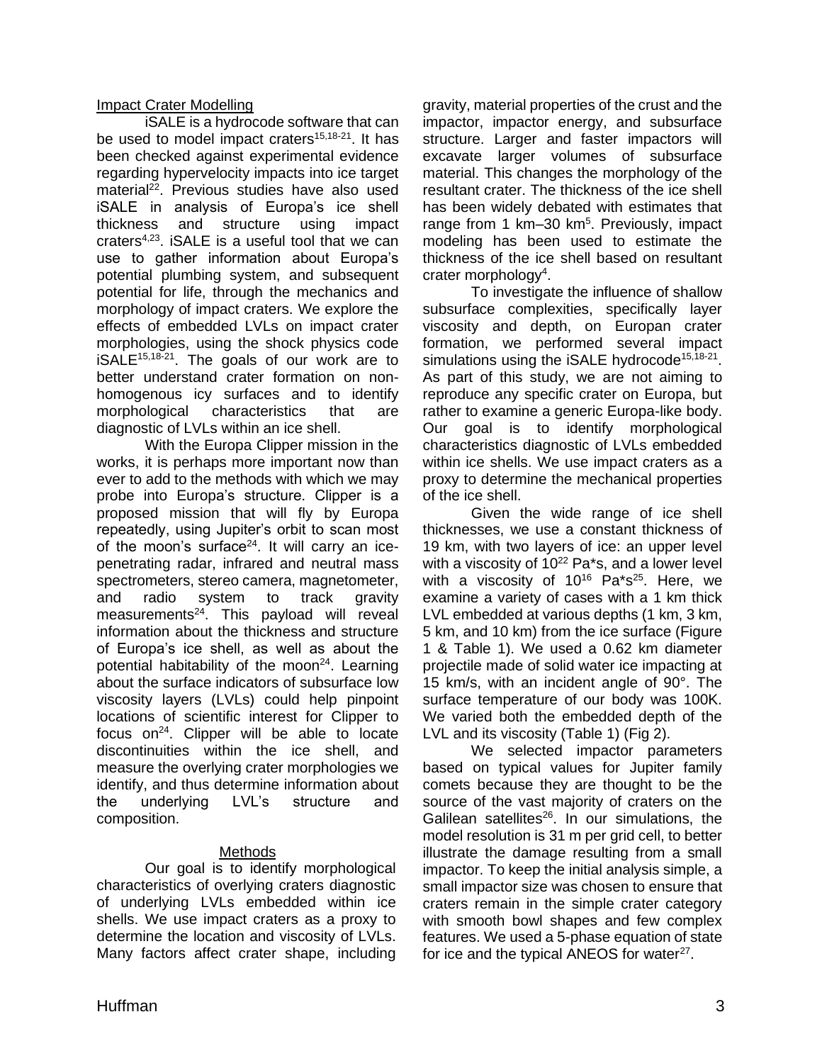## Impact Crater Modelling

iSALE is a hydrocode software that can be used to model impact craters[15,18-21]. It has been checked against experimental evidence regarding hypervelocity impacts into ice target material[22]. Previous studies have also used iSALE in analysis of Europa's ice shell thickness and structure using impact craters[4,23]. iSALE is a useful tool that we can use to gather information about Europa's potential plumbing system, and subsequent potential for life, through the mechanics and morphology of impact craters. We explore the effects of embedded LVLs on impact crater morphologies, using the shock physics code iSALE[15,18-21]. The goals of our work are to better understand crater formation on non-homogenous icy surfaces and to identify morphological characteristics that are diagnostic of LVLs within an ice shell.

With the Europa Clipper mission in the works, it is perhaps more important now than ever to add to the methods with which we may probe into Europa's structure. Clipper is a proposed mission that will fly by Europa repeatedly, using Jupiter's orbit to scan most of the moon's surface[24]. It will carry an ice-penetrating radar, infrared and neutral mass spectrometers, stereo camera, magnetometer, and radio system to track gravity measurements[24]. This payload will reveal information about the thickness and structure of Europa's ice shell, as well as about the potential habitability of the moon[24]. Learning about the surface indicators of subsurface low viscosity layers (LVLs) could help pinpoint locations of scientific interest for Clipper to focus on[24]. Clipper will be able to locate discontinuities within the ice shell, and measure the overlying crater morphologies we identify, and thus determine information about the underlying LVL's structure and composition.

## Methods

Our goal is to identify morphological characteristics of overlying craters diagnostic of underlying LVLs embedded within ice shells. We use impact craters as a proxy to determine the location and viscosity of LVLs. Many factors affect crater shape, including gravity, material properties of the crust and the impactor, impactor energy, and subsurface structure. Larger and faster impactors will excavate larger volumes of subsurface material. This changes the morphology of the resultant crater. The thickness of the ice shell has been widely debated with estimates that range from 1 km–30 km[5]. Previously, impact modeling has been used to estimate the thickness of the ice shell based on resultant crater morphology[4].

To investigate the influence of shallow subsurface complexities, specifically layer viscosity and depth, on Europan crater formation, we performed several impact simulations using the iSALE hydrocode[15,18-21]. As part of this study, we are not aiming to reproduce any specific crater on Europa, but rather to examine a generic Europa-like body. Our goal is to identify morphological characteristics diagnostic of LVLs embedded within ice shells. We use impact craters as a proxy to determine the mechanical properties of the ice shell.

Given the wide range of ice shell thicknesses, we use a constant thickness of 19 km, with two layers of ice: an upper level with a viscosity of $10^{22}$ Pa*s, and a lower level with a viscosity of $10^{16}$ Pa*s[25]. Here, we examine a variety of cases with a 1 km thick LVL embedded at various depths (1 km, 3 km, 5 km, and 10 km) from the ice surface (Figure 1 & Table 1). We used a 0.62 km diameter projectile made of solid water ice impacting at 15 km/s, with an incident angle of 90°. The surface temperature of our body was 100K. We varied both the embedded depth of the LVL and its viscosity (Table 1) (Fig 2).

We selected impactor parameters based on typical values for Jupiter family comets because they are thought to be the source of the vast majority of craters on the Galilean satellites[26]. In our simulations, the model resolution is 31 m per grid cell, to better illustrate the damage resulting from a small impactor. To keep the initial analysis simple, a small impactor size was chosen to ensure that craters remain in the simple crater category with smooth bowl shapes and few complex features. We used a 5-phase equation of state for ice and the typical ANEOS for water[27].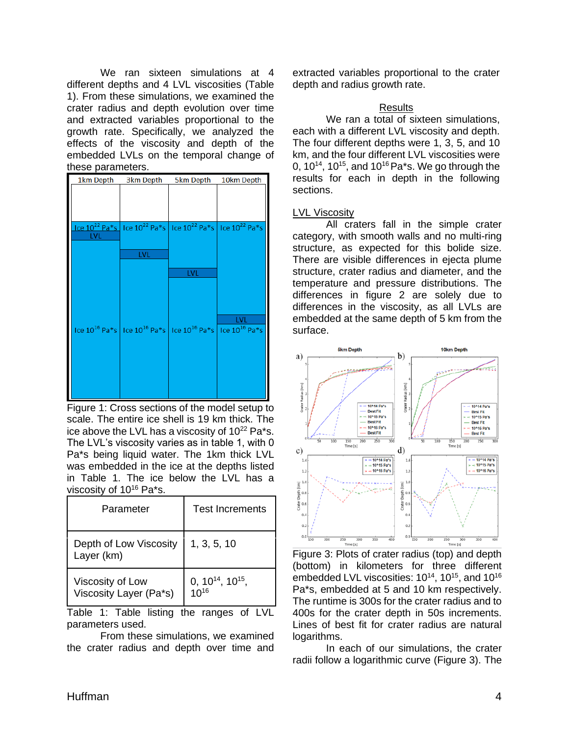We ran sixteen simulations at 4 different depths and 4 LVL viscosities (Table 1). From these simulations, we examined the crater radius and depth evolution over time and extracted variables proportional to the growth rate. Specifically, we analyzed the effects of the viscosity and depth of the embedded LVLs on the temporal change of these parameters.

Figure 1: Cross sections of the model setup to scale. The entire ice shell is 19 km thick. The ice above the LVL has a viscosity of $10^{22}$ Pa*s. The LVL's viscosity varies as in table 1, with 0 Pa*s being liquid water. The 1km thick LVL was embedded in the ice at the depths listed in Table 1. The ice below the LVL has a viscosity of $10^{16}$ Pa*s.

| Parameter | Test Increments |
| --- | --- |
| Depth of Low Viscosity Layer (km) | 1, 3, 5, 10 |
| Viscosity of Low Viscosity Layer (Pa*s) | 0, $10^{14}$, $10^{15}$, $10^{16}$ |

Table 1: Table listing the ranges of LVL parameters used.

From these simulations, we examined the crater radius and depth over time and extracted variables proportional to the crater depth and radius growth rate.

## Results

We ran a total of sixteen simulations, each with a different LVL viscosity and depth. The four different depths were 1, 3, 5, and 10 km, and the four different LVL viscosities were 0, $10^{14}$, $10^{15}$, and $10^{16}$ Pa*s. We go through the results for each in depth in the following sections.

### LVL Viscosity

All craters fall in the simple crater category, with smooth walls and no multi-ring structure, as expected for this bolide size. There are visible differences in ejecta plume structure, crater radius and diameter, and the temperature and pressure distributions. The differences in figure 2 are solely due to differences in the viscosity, as all LVLs are embedded at the same depth of 5 km from the surface.

Figure 3: Plots of crater radius (top) and depth (bottom) in kilometers for three different embedded LVL viscosities: $10^{14}$, $10^{15}$, and $10^{16}$ Pa*s, embedded at 5 and 10 km respectively. The runtime is 300s for the crater radius and to 400s for the crater depth in 50s increments. Lines of best fit for crater radius are natural logarithms.

In each of our simulations, the crater radii follow a logarithmic curve (Figure 3). The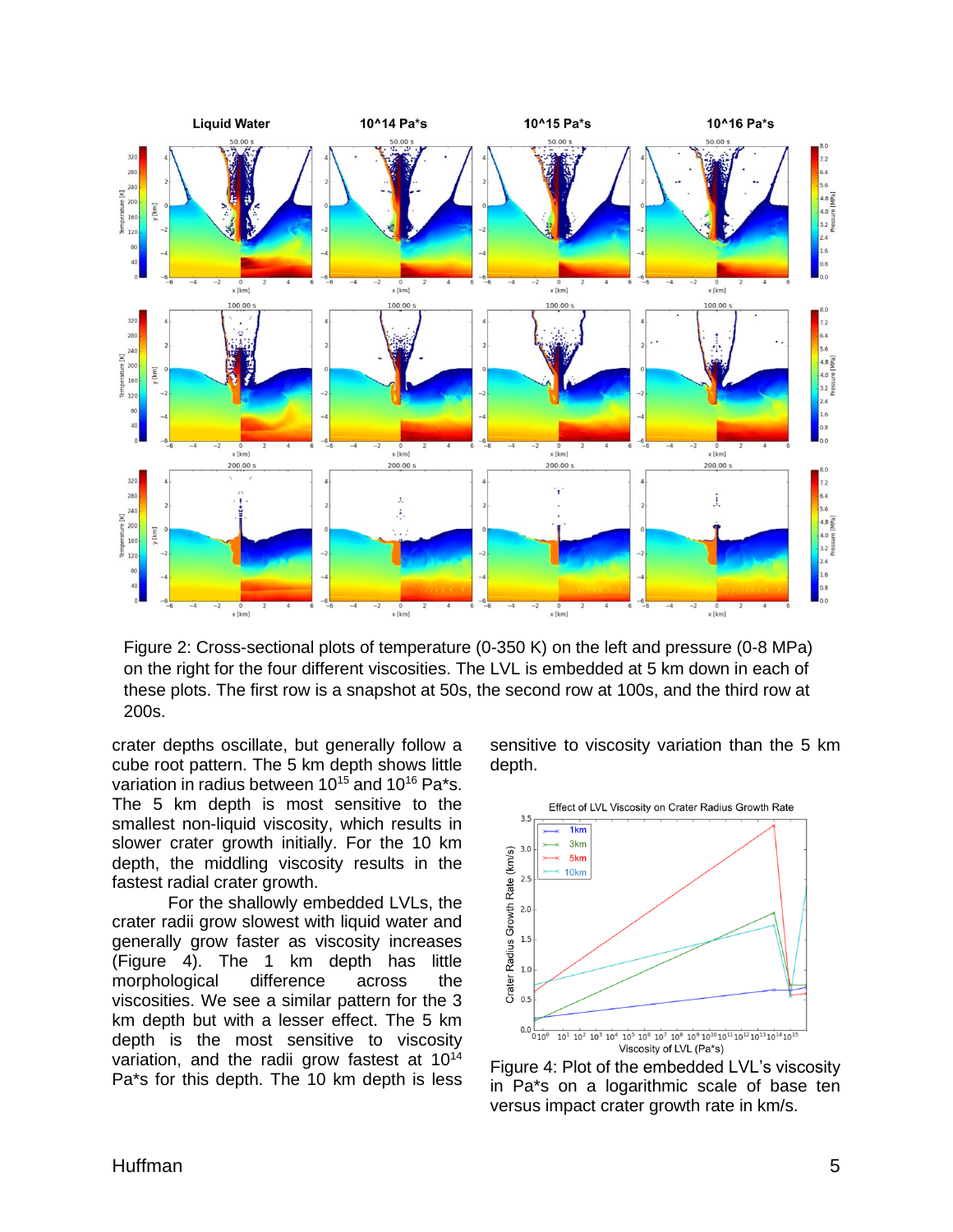Figure 2: Cross-sectional plots of temperature (0-350 K) on the left and pressure (0-8 MPa) on the right for the four different viscosities. The LVL is embedded at 5 km down in each of these plots. The first row is a snapshot at 50s, the second row at 100s, and the third row at 200s.

crater depths oscillate, but generally follow a cube root pattern. The 5 km depth shows little variation in radius between $10^{15}$ and $10^{16}$ Pa*s. The 5 km depth is most sensitive to the smallest non-liquid viscosity, which results in slower crater growth initially. For the 10 km depth, the middling viscosity results in the fastest radial crater growth.

For the shallowly embedded LVLs, the crater radii grow slowest with liquid water and generally grow faster as viscosity increases (Figure 4). The 1 km depth has little morphological difference across the viscosities. We see a similar pattern for the 3 km depth but with a lesser effect. The 5 km depth is the most sensitive to viscosity variation, and the radii grow fastest at $10^{14}$ Pa*s for this depth. The 10 km depth is less sensitive to viscosity variation than the 5 km depth.

Figure 4: Plot of the embedded LVL's viscosity in Pa*s on a logarithmic scale of base ten versus impact crater growth rate in km/s.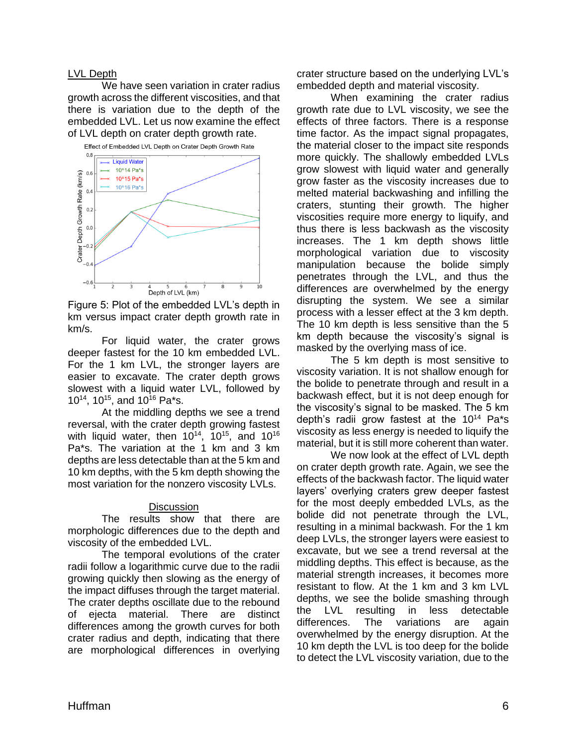## LVL Depth

We have seen variation in crater radius growth across the different viscosities, and that there is variation due to the depth of the embedded LVL. Let us now examine the effect of LVL depth on crater depth growth rate.

Figure 5: Plot of the embedded LVL's depth in km versus impact crater depth growth rate in km/s.

For liquid water, the crater grows deeper fastest for the 10 km embedded LVL. For the 1 km LVL, the stronger layers are easier to excavate. The crater depth grows slowest with a liquid water LVL, followed by $10^{14}$, $10^{15}$, and $10^{16}$ Pa*s.

At the middling depths we see a trend reversal, with the crater depth growing fastest with liquid water, then $10^{14}$, $10^{15}$, and $10^{16}$ Pa*s. The variation at the 1 km and 3 km depths are less detectable than at the 5 km and 10 km depths, with the 5 km depth showing the most variation for the nonzero viscosity LVLs.

## Discussion

The results show that there are morphologic differences due to the depth and viscosity of the embedded LVL.

The temporal evolutions of the crater radii follow a logarithmic curve due to the radii growing quickly then slowing as the energy of the impact diffuses through the target material. The crater depths oscillate due to the rebound of ejecta material. There are distinct differences among the growth curves for both crater radius and depth, indicating that there are morphological differences in overlying crater structure based on the underlying LVL's embedded depth and material viscosity.

When examining the crater radius growth rate due to LVL viscosity, we see the effects of three factors. There is a response time factor. As the impact signal propagates, the material closer to the impact site responds more quickly. The shallowly embedded LVLs grow slowest with liquid water and generally grow faster as the viscosity increases due to melted material backwashing and infilling the craters, stunting their growth. The higher viscosities require more energy to liquify, and thus there is less backwash as the viscosity increases. The 1 km depth shows little morphological variation due to viscosity manipulation because the bolide simply penetrates through the LVL, and thus the differences are overwhelmed by the energy disrupting the system. We see a similar process with a lesser effect at the 3 km depth. The 10 km depth is less sensitive than the 5 km depth because the viscosity's signal is masked by the overlying mass of ice.

The 5 km depth is most sensitive to viscosity variation. It is not shallow enough for the bolide to penetrate through and result in a backwash effect, but it is not deep enough for the viscosity's signal to be masked. The 5 km depth's radii grow fastest at the $10^{14}$ Pa*s viscosity as less energy is needed to liquify the material, but it is still more coherent than water.

We now look at the effect of LVL depth on crater depth growth rate. Again, we see the effects of the backwash factor. The liquid water layers' overlying craters grew deeper fastest for the most deeply embedded LVLs, as the bolide did not penetrate through the LVL, resulting in a minimal backwash. For the 1 km deep LVLs, the stronger layers were easiest to excavate, but we see a trend reversal at the middling depths. This effect is because, as the material strength increases, it becomes more resistant to flow. At the 1 km and 3 km LVL depths, we see the bolide smashing through the LVL resulting in less detectable differences. The variations are again overwhelmed by the energy disruption. At the 10 km depth the LVL is too deep for the bolide to detect the LVL viscosity variation, due to the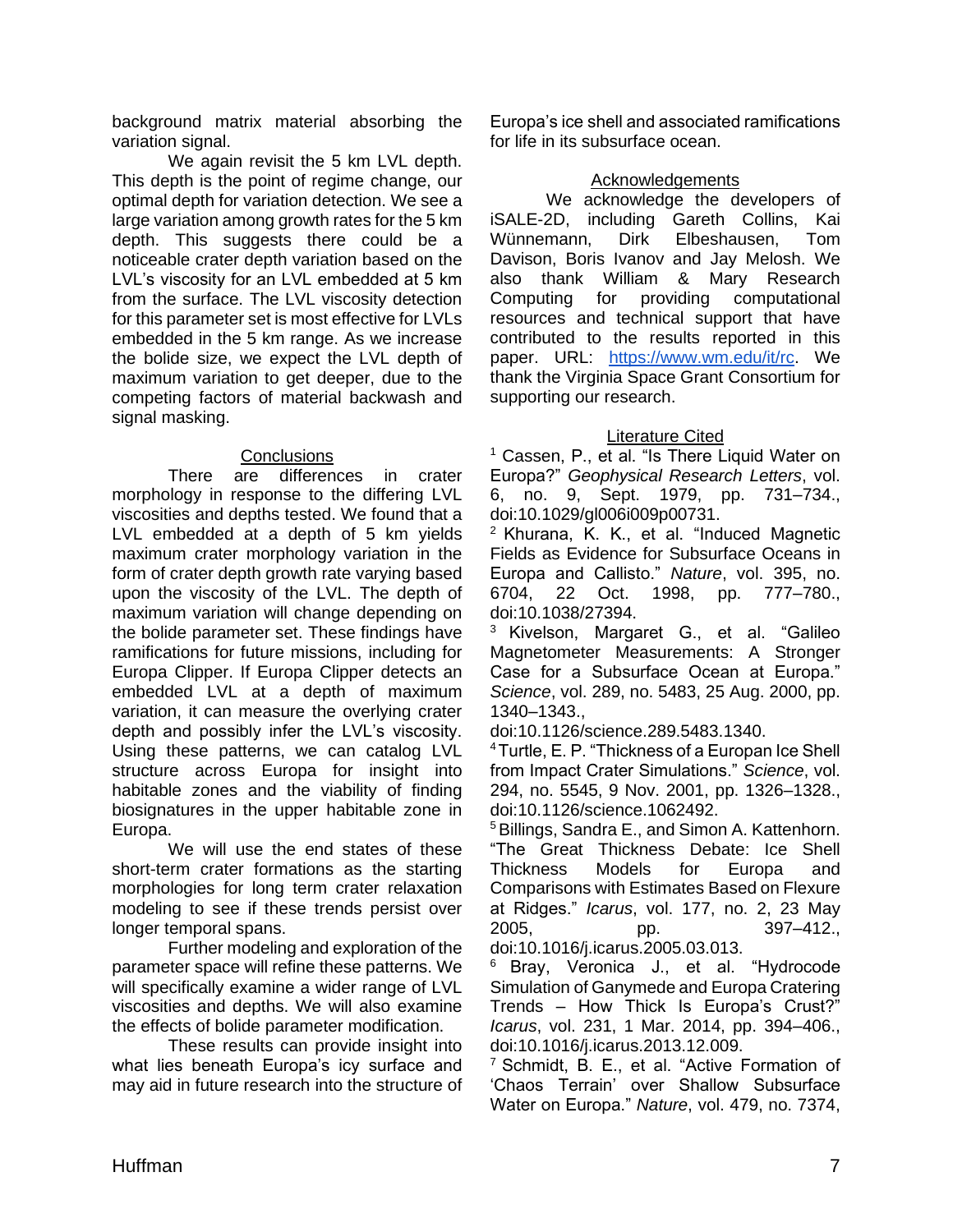background matrix material absorbing the variation signal.

We again revisit the 5 km LVL depth. This depth is the point of regime change, our optimal depth for variation detection. We see a large variation among growth rates for the 5 km depth. This suggests there could be a noticeable crater depth variation based on the LVL's viscosity for an LVL embedded at 5 km from the surface. The LVL viscosity detection for this parameter set is most effective for LVLs embedded in the 5 km range. As we increase the bolide size, we expect the LVL depth of maximum variation to get deeper, due to the competing factors of material backwash and signal masking.

## Conclusions

There are differences in crater morphology in response to the differing LVL viscosities and depths tested. We found that a LVL embedded at a depth of 5 km yields maximum crater morphology variation in the form of crater depth growth rate varying based upon the viscosity of the LVL. The depth of maximum variation will change depending on the bolide parameter set. These findings have ramifications for future missions, including for Europa Clipper. If Europa Clipper detects an embedded LVL at a depth of maximum variation, it can measure the overlying crater depth and possibly infer the LVL's viscosity. Using these patterns, we can catalog LVL structure across Europa for insight into habitable zones and the viability of finding biosignatures in the upper habitable zone in Europa.

We will use the end states of these short-term crater formations as the starting morphologies for long term crater relaxation modeling to see if these trends persist over longer temporal spans.

Further modeling and exploration of the parameter space will refine these patterns. We will specifically examine a wider range of LVL viscosities and depths. We will also examine the effects of bolide parameter modification.

These results can provide insight into what lies beneath Europa's icy surface and may aid in future research into the structure of Europa's ice shell and associated ramifications for life in its subsurface ocean.

## Acknowledgements

We acknowledge the developers of iSALE-2D, including Gareth Collins, Kai Wünnemann, Dirk Elbeshausen, Tom Davison, Boris Ivanov and Jay Melosh. We also thank William & Mary Research Computing for providing computational resources and technical support that have contributed to the results reported in this paper. URL: https://www.wm.edu/it/rc. We thank the Virginia Space Grant Consortium for supporting our research.

## Literature Cited

[1] Cassen, P., et al. "Is There Liquid Water on Europa?" *Geophysical Research Letters*, vol. 6, no. 9, Sept. 1979, pp. 731–734., doi:10.1029/gl006i009p00731.

[2] Khurana, K. K., et al. "Induced Magnetic Fields as Evidence for Subsurface Oceans in Europa and Callisto." *Nature*, vol. 395, no. 6704, 22 Oct. 1998, pp. 777–780., doi:10.1038/27394.

[3] Kivelson, Margaret G., et al. "Galileo Magnetometer Measurements: A Stronger Case for a Subsurface Ocean at Europa." *Science*, vol. 289, no. 5483, 25 Aug. 2000, pp. 1340–1343., doi:10.1126/science.289.5483.1340.

[4] Turtle, E. P. "Thickness of a Europan Ice Shell from Impact Crater Simulations." *Science*, vol. 294, no. 5545, 9 Nov. 2001, pp. 1326–1328., doi:10.1126/science.1062492.

[5] Billings, Sandra E., and Simon A. Kattenhorn. "The Great Thickness Debate: Ice Shell Thickness Models for Europa and Comparisons with Estimates Based on Flexure at Ridges." *Icarus*, vol. 177, no. 2, 23 May 2005, pp. 397–412., doi:10.1016/j.icarus.2005.03.013.

[6] Bray, Veronica J., et al. "Hydrocode Simulation of Ganymede and Europa Cratering Trends – How Thick Is Europa's Crust?" *Icarus*, vol. 231, 1 Mar. 2014, pp. 394–406., doi:10.1016/j.icarus.2013.12.009.

[7] Schmidt, B. E., et al. "Active Formation of 'Chaos Terrain' over Shallow Subsurface Water on Europa." *Nature*, vol. 479, no. 7374,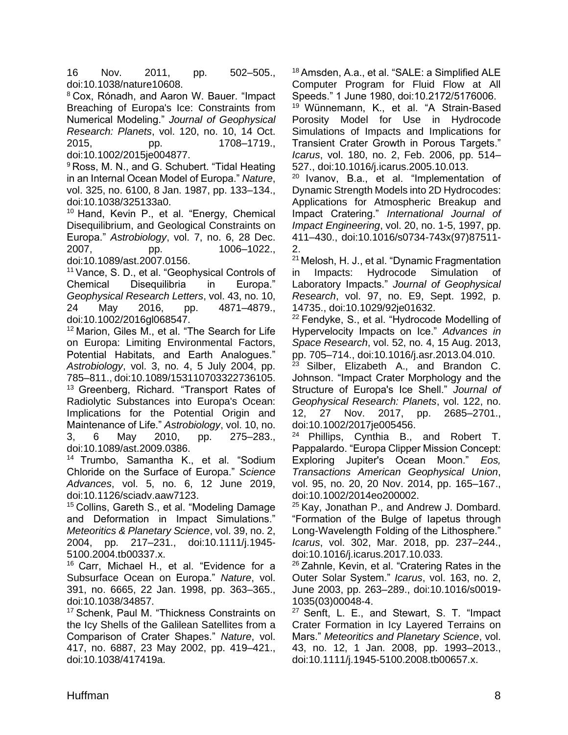16 Nov. 2011, pp. 502–505., doi:10.1038/nature10608.

[8] Cox, Rónadh, and Aaron W. Bauer. "Impact Breaching of Europa's Ice: Constraints from Numerical Modeling." *Journal of Geophysical Research: Planets*, vol. 120, no. 10, 14 Oct. 2015, pp. 1708–1719., doi:10.1002/2015je004877.

[9] Ross, M. N., and G. Schubert. "Tidal Heating in an Internal Ocean Model of Europa." *Nature*, vol. 325, no. 6100, 8 Jan. 1987, pp. 133–134., doi:10.1038/325133a0.

[10] Hand, Kevin P., et al. "Energy, Chemical Disequilibrium, and Geological Constraints on Europa." *Astrobiology*, vol. 7, no. 6, 28 Dec. 2007, pp. 1006–1022., doi:10.1089/ast.2007.0156.

[11] Vance, S. D., et al. "Geophysical Controls of Chemical Disequilibria in Europa." *Geophysical Research Letters*, vol. 43, no. 10, 24 May 2016, pp. 4871–4879., doi:10.1002/2016gl068547.

[12] Marion, Giles M., et al. "The Search for Life on Europa: Limiting Environmental Factors, Potential Habitats, and Earth Analogues." *Astrobiology*, vol. 3, no. 4, 5 July 2004, pp. 785–811., doi:10.1089/153110703322736105.

[13] Greenberg, Richard. "Transport Rates of Radiolytic Substances into Europa's Ocean: Implications for the Potential Origin and Maintenance of Life." *Astrobiology*, vol. 10, no. 3, 6 May 2010, pp. 275–283., doi:10.1089/ast.2009.0386.

[14] Trumbo, Samantha K., et al. "Sodium Chloride on the Surface of Europa." *Science Advances*, vol. 5, no. 6, 12 June 2019, doi:10.1126/sciadv.aaw7123.

[15] Collins, Gareth S., et al. "Modeling Damage and Deformation in Impact Simulations." *Meteoritics & Planetary Science*, vol. 39, no. 2, 2004, pp. 217–231., doi:10.1111/j.1945-5100.2004.tb00337.x.

[16] Carr, Michael H., et al. "Evidence for a Subsurface Ocean on Europa." *Nature*, vol. 391, no. 6665, 22 Jan. 1998, pp. 363–365., doi:10.1038/34857.

[17] Schenk, Paul M. "Thickness Constraints on the Icy Shells of the Galilean Satellites from a Comparison of Crater Shapes." *Nature*, vol. 417, no. 6887, 23 May 2002, pp. 419–421., doi:10.1038/417419a.

[18] Amsden, A.a., et al. "SALE: a Simplified ALE Computer Program for Fluid Flow at All Speeds." 1 June 1980, doi:10.2172/5176006.

[19] Wünnemann, K., et al. "A Strain-Based Porosity Model for Use in Hydrocode Simulations of Impacts and Implications for Transient Crater Growth in Porous Targets." *Icarus*, vol. 180, no. 2, Feb. 2006, pp. 514–527., doi:10.1016/j.icarus.2005.10.013.

[20] Ivanov, B.a., et al. "Implementation of Dynamic Strength Models into 2D Hydrocodes: Applications for Atmospheric Breakup and Impact Cratering." *International Journal of Impact Engineering*, vol. 20, no. 1-5, 1997, pp. 411–430., doi:10.1016/s0734-743x(97)87511-2.

[21] Melosh, H. J., et al. "Dynamic Fragmentation in Impacts: Hydrocode Simulation of Laboratory Impacts." *Journal of Geophysical Research*, vol. 97, no. E9, Sept. 1992, p. 14735., doi:10.1029/92je01632.

[22] Fendyke, S., et al. "Hydrocode Modelling of Hypervelocity Impacts on Ice." *Advances in Space Research*, vol. 52, no. 4, 15 Aug. 2013, pp. 705–714., doi:10.1016/j.asr.2013.04.010.

[23] Silber, Elizabeth A., and Brandon C. Johnson. "Impact Crater Morphology and the Structure of Europa's Ice Shell." *Journal of Geophysical Research: Planets*, vol. 122, no. 12, 27 Nov. 2017, pp. 2685–2701., doi:10.1002/2017je005456.

[24] Phillips, Cynthia B., and Robert T. Pappalardo. "Europa Clipper Mission Concept: Exploring Jupiter's Ocean Moon." *Eos, Transactions American Geophysical Union*, vol. 95, no. 20, 20 Nov. 2014, pp. 165–167., doi:10.1002/2014eo200002.

[25] Kay, Jonathan P., and Andrew J. Dombard. "Formation of the Bulge of Iapetus through Long-Wavelength Folding of the Lithosphere." *Icarus*, vol. 302, Mar. 2018, pp. 237–244., doi:10.1016/j.icarus.2017.10.033.

[26] Zahnle, Kevin, et al. "Cratering Rates in the Outer Solar System." *Icarus*, vol. 163, no. 2, June 2003, pp. 263–289., doi:10.1016/s0019-1035(03)00048-4.

[27] Senft, L. E., and Stewart, S. T. "Impact Crater Formation in Icy Layered Terrains on Mars." *Meteoritics and Planetary Science*, vol. 43, no. 12, 1 Jan. 2008, pp. 1993–2013., doi:10.1111/j.1945-5100.2008.tb00657.x.